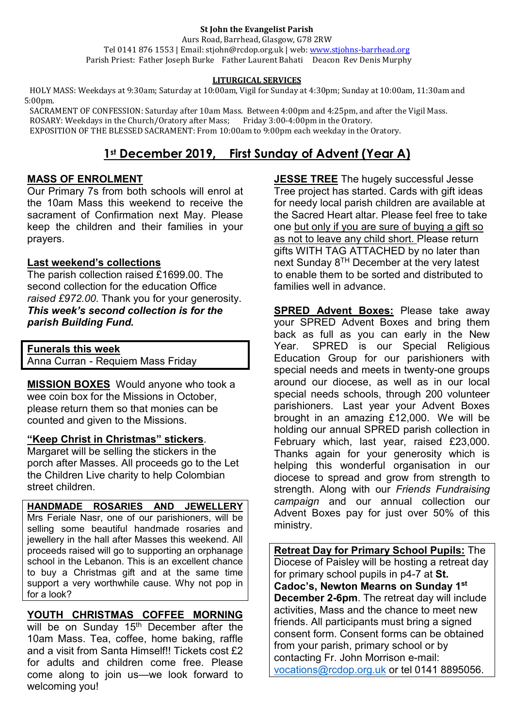**St John the Evangelist Parish**

Aurs Road, Barrhead, Glasgow, G78 2RW

Tel 0141 876 1553 | Email: stjohn@rcdop.org.uk | web: www.stjohns-barrhead.org

Parish Priest: Father Joseph Burke Father Laurent Bahati Deacon Rev Denis Murphy

**LITURGICAL SERVICES**

HOLY MASS: Weekdays at 9:30am; Saturday at 10:00am, Vigil for Sunday at 4:30pm; Sunday at 10:00am, 11:30am and 5:00pm.

SACRAMENT OF CONFESSION: Saturday after 10am Mass. Between 4:00pm and 4:25pm, and after the Vigil Mass.

ROSARY: Weekdays in the Church/Oratory after Mass; Friday 3:00-4:00pm in the Oratory.

EXPOSITION OF THE BLESSED SACRAMENT: From 10:00am to 9:00pm each weekday in the Oratory.

# 1st December 2019, First Sunday of Advent (Year A)

**MASS OF ENROLMENT**

Our Primary 7s from both schools will enrol at the 10am Mass this weekend to receive the sacrament of Confirmation next May. Please keep the children and their families in your prayers.

**Last weekend's collections**

The parish collection raised £1699.00. The second collection for the education Office *raised £972.00*. Thank you for your generosity. ***This week's second collection is for the parish Building Fund.***

**Funerals this week**

Anna Curran - Requiem Mass Friday

**MISSION BOXES** Would anyone who took a wee coin box for the Missions in October, please return them so that monies can be counted and given to the Missions.

**"Keep Christ in Christmas" stickers**.

Margaret will be selling the stickers in the porch after Masses. All proceeds go to the Let the Children Live charity to help Colombian street children.

**HANDMADE ROSARIES AND JEWELLERY**

Mrs Feriale Nasr, one of our parishioners, will be selling some beautiful handmade rosaries and jewellery in the hall after Masses this weekend. All proceeds raised will go to supporting an orphanage school in the Lebanon. This is an excellent chance to buy a Christmas gift and at the same time support a very worthwhile cause. Why not pop in for a look?

**YOUTH CHRISTMAS COFFEE MORNING** will be on Sunday 15th December after the 10am Mass. Tea, coffee, home baking, raffle and a visit from Santa Himself!! Tickets cost £2 for adults and children come free. Please come along to join us—we look forward to welcoming you!

**JESSE TREE** The hugely successful Jesse Tree project has started. Cards with gift ideas for needy local parish children are available at the Sacred Heart altar. Please feel free to take one but only if you are sure of buying a gift so as not to leave any child short. Please return gifts WITH TAG ATTACHED by no later than next Sunday 8TH December at the very latest to enable them to be sorted and distributed to families well in advance.

**SPRED Advent Boxes:** Please take away your SPRED Advent Boxes and bring them back as full as you can early in the New Year. SPRED is our Special Religious Education Group for our parishioners with special needs and meets in twenty-one groups around our diocese, as well as in our local special needs schools, through 200 volunteer parishioners. Last year your Advent Boxes brought in an amazing £12,000. We will be holding our annual SPRED parish collection in February which, last year, raised £23,000. Thanks again for your generosity which is helping this wonderful organisation in our diocese to spread and grow from strength to strength. Along with our *Friends Fundraising campaign* and our annual collection our Advent Boxes pay for just over 50% of this ministry.

**Retreat Day for Primary School Pupils:** The Diocese of Paisley will be hosting a retreat day for primary school pupils in p4-7 at **St. Cadoc's, Newton Mearns on Sunday 1st December 2-6pm**. The retreat day will include activities, Mass and the chance to meet new friends. All participants must bring a signed consent form. Consent forms can be obtained from your parish, primary school or by contacting Fr. John Morrison e-mail: vocations@rcdop.org.uk or tel 0141 8895056.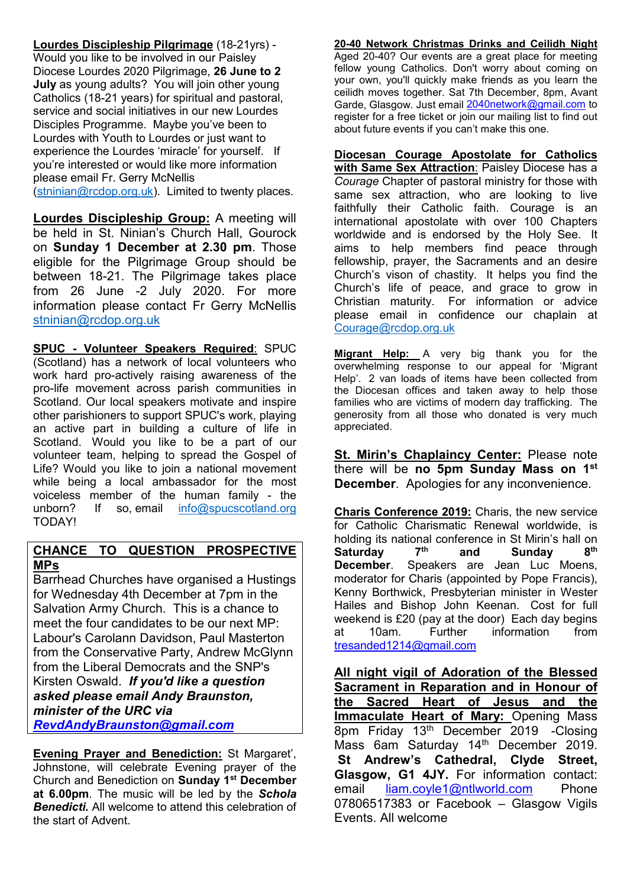**Lourdes Discipleship Pilgrimage** (18-21yrs) - Would you like to be involved in our Paisley Diocese Lourdes 2020 Pilgrimage, **26 June to 2 July** as young adults? You will join other young Catholics (18-21 years) for spiritual and pastoral, service and social initiatives in our new Lourdes Disciples Programme. Maybe you've been to Lourdes with Youth to Lourdes or just want to experience the Lourdes 'miracle' for yourself. If you're interested or would like more information please email Fr. Gerry McNellis (stninian@rcdop.org.uk). Limited to twenty places.

**Lourdes Discipleship Group:** A meeting will be held in St. Ninian's Church Hall, Gourock on **Sunday 1 December at 2.30 pm**. Those eligible for the Pilgrimage Group should be between 18-21. The Pilgrimage takes place from 26 June -2 July 2020. For more information please contact Fr Gerry McNellis stninian@rcdop.org.uk

**SPUC - Volunteer Speakers Required**: SPUC (Scotland) has a network of local volunteers who work hard pro-actively raising awareness of the pro-life movement across parish communities in Scotland. Our local speakers motivate and inspire other parishioners to support SPUC's work, playing an active part in building a culture of life in Scotland. Would you like to be a part of our volunteer team, helping to spread the Gospel of Life? Would you like to join a national movement while being a local ambassador for the most voiceless member of the human family - the unborn? If so, email info@spucscotland.org TODAY!

**CHANCE TO QUESTION PROSPECTIVE MPs**

Barrhead Churches have organised a Hustings for Wednesday 4th December at 7pm in the Salvation Army Church. This is a chance to meet the four candidates to be our next MP: Labour's Carolann Davidson, Paul Masterton from the Conservative Party, Andrew McGlynn from the Liberal Democrats and the SNP's Kirsten Oswald. ***If you'd like a question asked please email Andy Braunston, minister of the URC via RevdAndyBraunston@gmail.com***

**Evening Prayer and Benediction:** St Margaret', Johnstone, will celebrate Evening prayer of the Church and Benediction on **Sunday 1st December at 6.00pm**. The music will be led by the ***Schola Benedicti.*** All welcome to attend this celebration of the start of Advent.

**20-40 Network Christmas Drinks and Ceilidh Night**

Aged 20-40? Our events are a great place for meeting fellow young Catholics. Don't worry about coming on your own, you'll quickly make friends as you learn the ceilidh moves together. Sat 7th December, 8pm, Avant Garde, Glasgow. Just email 2040network@gmail.com to register for a free ticket or join our mailing list to find out about future events if you can't make this one.

**Diocesan Courage Apostolate for Catholics with Same Sex Attraction**: Paisley Diocese has a *Courage* Chapter of pastoral ministry for those with same sex attraction, who are looking to live faithfully their Catholic faith. Courage is an international apostolate with over 100 Chapters worldwide and is endorsed by the Holy See. It aims to help members find peace through fellowship, prayer, the Sacraments and an desire Church's vison of chastity. It helps you find the Church's life of peace, and grace to grow in Christian maturity. For information or advice please email in confidence our chaplain at Courage@rcdop.org.uk

**Migrant Help:** A very big thank you for the overwhelming response to our appeal for 'Migrant Help'. 2 van loads of items have been collected from the Diocesan offices and taken away to help those families who are victims of modern day trafficking. The generosity from all those who donated is very much appreciated.

**St. Mirin's Chaplaincy Center:** Please note there will be **no 5pm Sunday Mass on 1st December**. Apologies for any inconvenience.

**Charis Conference 2019:** Charis, the new service for Catholic Charismatic Renewal worldwide, is holding its national conference in St Mirin's hall on **Saturday 7th and Sunday 8th December**. Speakers are Jean Luc Moens, moderator for Charis (appointed by Pope Francis), Kenny Borthwick, Presbyterian minister in Wester Hailes and Bishop John Keenan. Cost for full weekend is £20 (pay at the door) Each day begins at 10am. Further information from tresanded1214@gmail.com

**All night vigil of Adoration of the Blessed Sacrament in Reparation and in Honour of the Sacred Heart of Jesus and the Immaculate Heart of Mary:** Opening Mass 8pm Friday 13th December 2019 -Closing Mass 6am Saturday 14th December 2019. **St Andrew's Cathedral, Clyde Street, Glasgow, G1 4JY.** For information contact: email liam.coyle1@ntlworld.com Phone 07806517383 or Facebook – Glasgow Vigils Events. All welcome